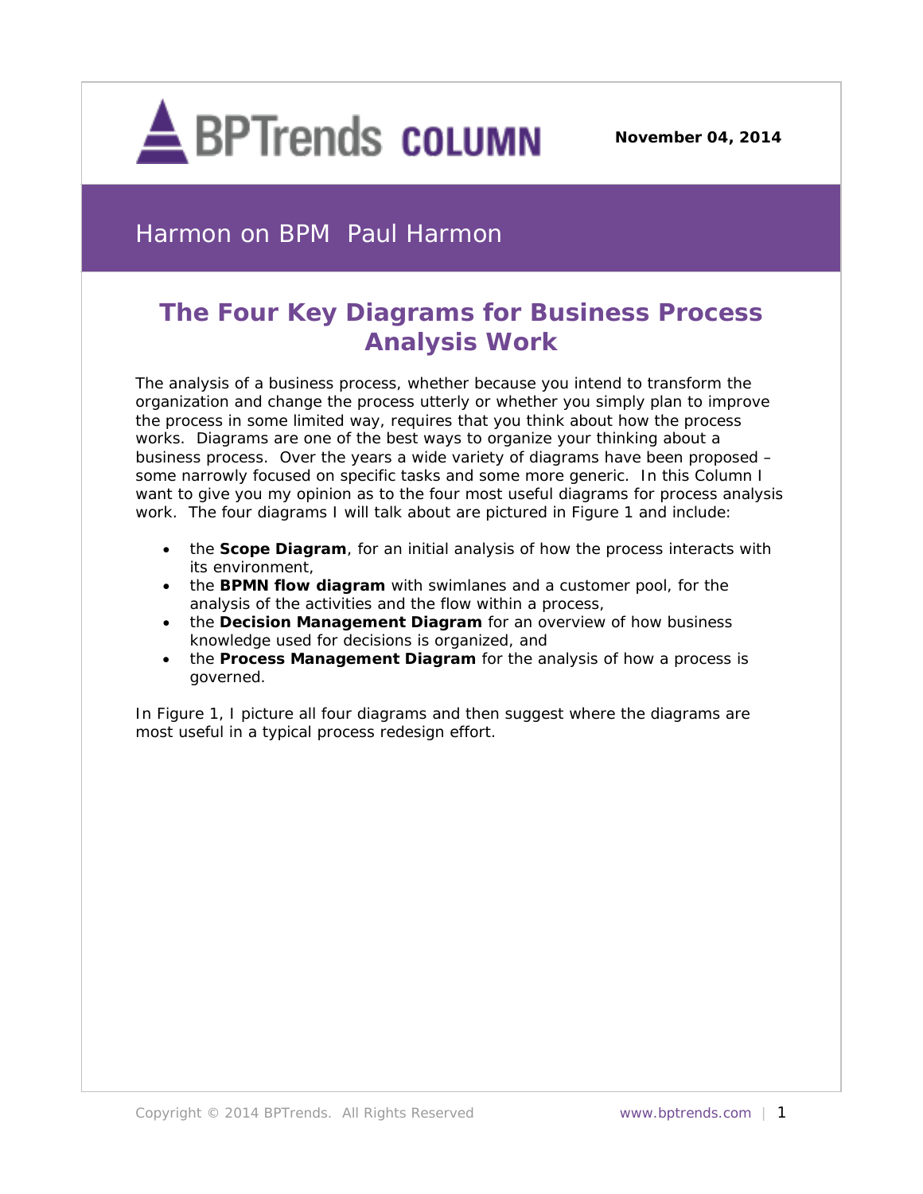BPTrends COLUMN

November 04, 2014

Harmon on BPM Paul Harmon

# The Four Key Diagrams for Business Process Analysis Work

The analysis of a business process, whether because you intend to transform the organization and change the process utterly or whether you simply plan to improve the process in some limited way, requires that you think about how the process works. Diagrams are one of the best ways to organize your thinking about a business process. Over the years a wide variety of diagrams have been proposed – some narrowly focused on specific tasks and some more generic. In this Column I want to give you my opinion as to the four most useful diagrams for process analysis work. The four diagrams I will talk about are pictured in Figure 1 and include:

- the **Scope Diagram**, for an initial analysis of how the process interacts with its environment,
- the **BPMN flow diagram** with swimlanes and a customer pool, for the analysis of the activities and the flow within a process,
- the **Decision Management Diagram** for an overview of how business knowledge used for decisions is organized, and
- the **Process Management Diagram** for the analysis of how a process is governed.

In Figure 1, I picture all four diagrams and then suggest where the diagrams are most useful in a typical process redesign effort.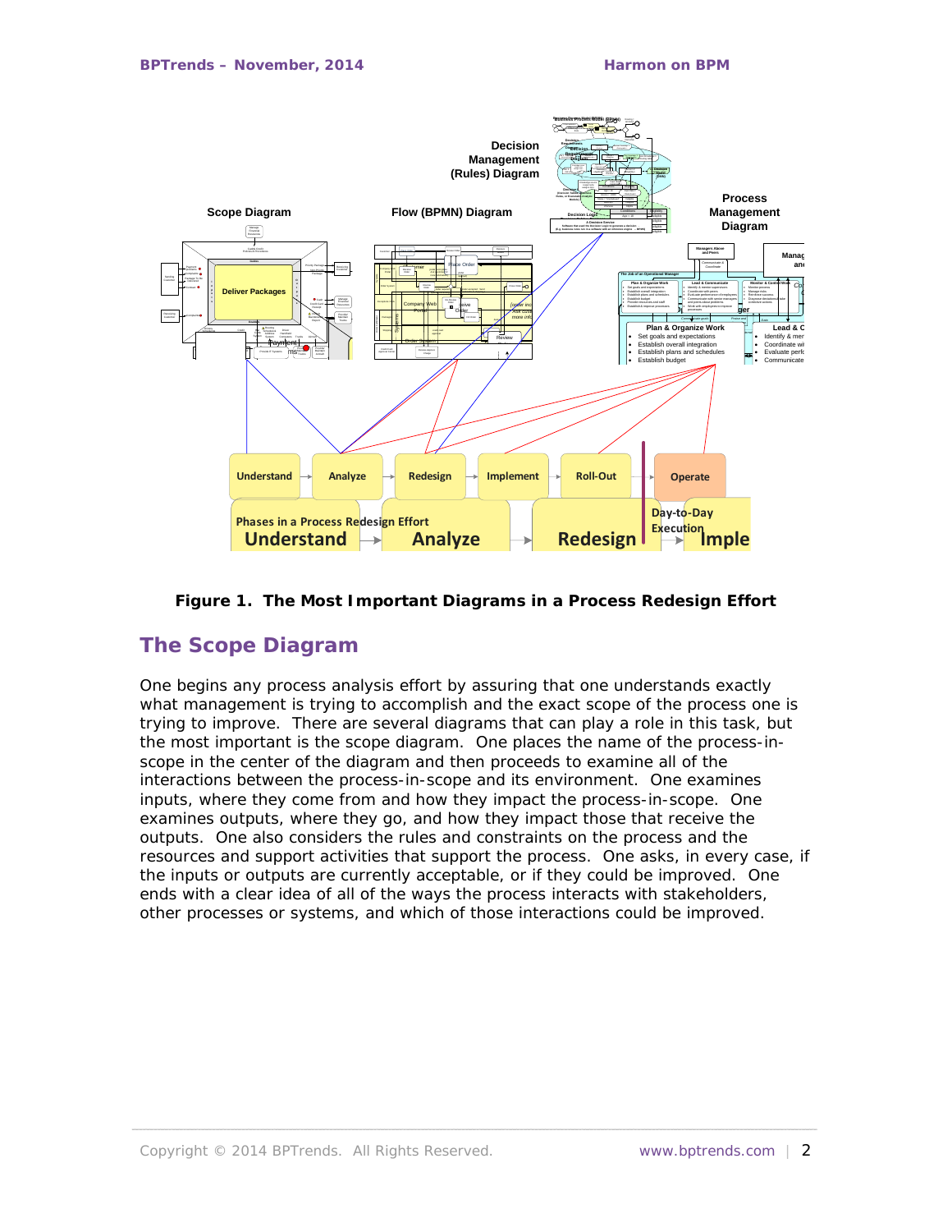**Figure 1. The Most Important Diagrams in a Process Redesign Effort**

## The Scope Diagram

One begins any process analysis effort by assuring that one understands exactly what management is trying to accomplish and the exact scope of the process one is trying to improve. There are several diagrams that can play a role in this task, but the most important is the scope diagram. One places the name of the process-in-scope in the center of the diagram and then proceeds to examine all of the interactions between the process-in-scope and its environment. One examines inputs, where they come from and how they impact the process-in-scope. One examines outputs, where they go, and how they impact those that receive the outputs. One also considers the rules and constraints on the process and the resources and support activities that support the process. One asks, in every case, if the inputs or outputs are currently acceptable, or if they could be improved. One ends with a clear idea of all of the ways the process interacts with stakeholders, other processes or systems, and which of those interactions could be improved.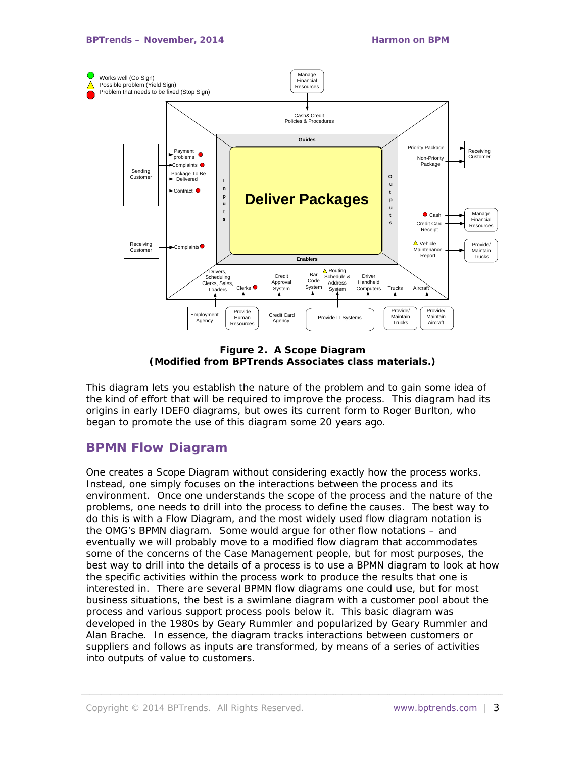**Figure 2. A Scope Diagram**
**(Modified from BPTrends Associates class materials.)**

This diagram lets you establish the nature of the problem and to gain some idea of the kind of effort that will be required to improve the process. This diagram had its origins in early IDEF0 diagrams, but owes its current form to Roger Burlton, who began to promote the use of this diagram some 20 years ago.

## BPMN Flow Diagram

One creates a Scope Diagram without considering exactly how the process works. Instead, one simply focuses on the interactions between the process and its environment. Once one understands the scope of the process and the nature of the problems, one needs to drill into the process to define the causes. The best way to do this is with a Flow Diagram, and the most widely used flow diagram notation is the OMG's BPMN diagram. Some would argue for other flow notations – and eventually we will probably move to a modified flow diagram that accommodates some of the concerns of the Case Management people, but for most purposes, the best way to drill into the details of a process is to use a BPMN diagram to look at how the specific activities within the process work to produce the results that one is interested in. There are several BPMN flow diagrams one could use, but for most business situations, the best is a swimlane diagram with a customer pool about the process and various support process pools below it. This basic diagram was developed in the 1980s by Geary Rummler and popularized by Geary Rummler and Alan Brache. In essence, the diagram tracks interactions between customers or suppliers and follows as inputs are transformed, by means of a series of activities into outputs of value to customers.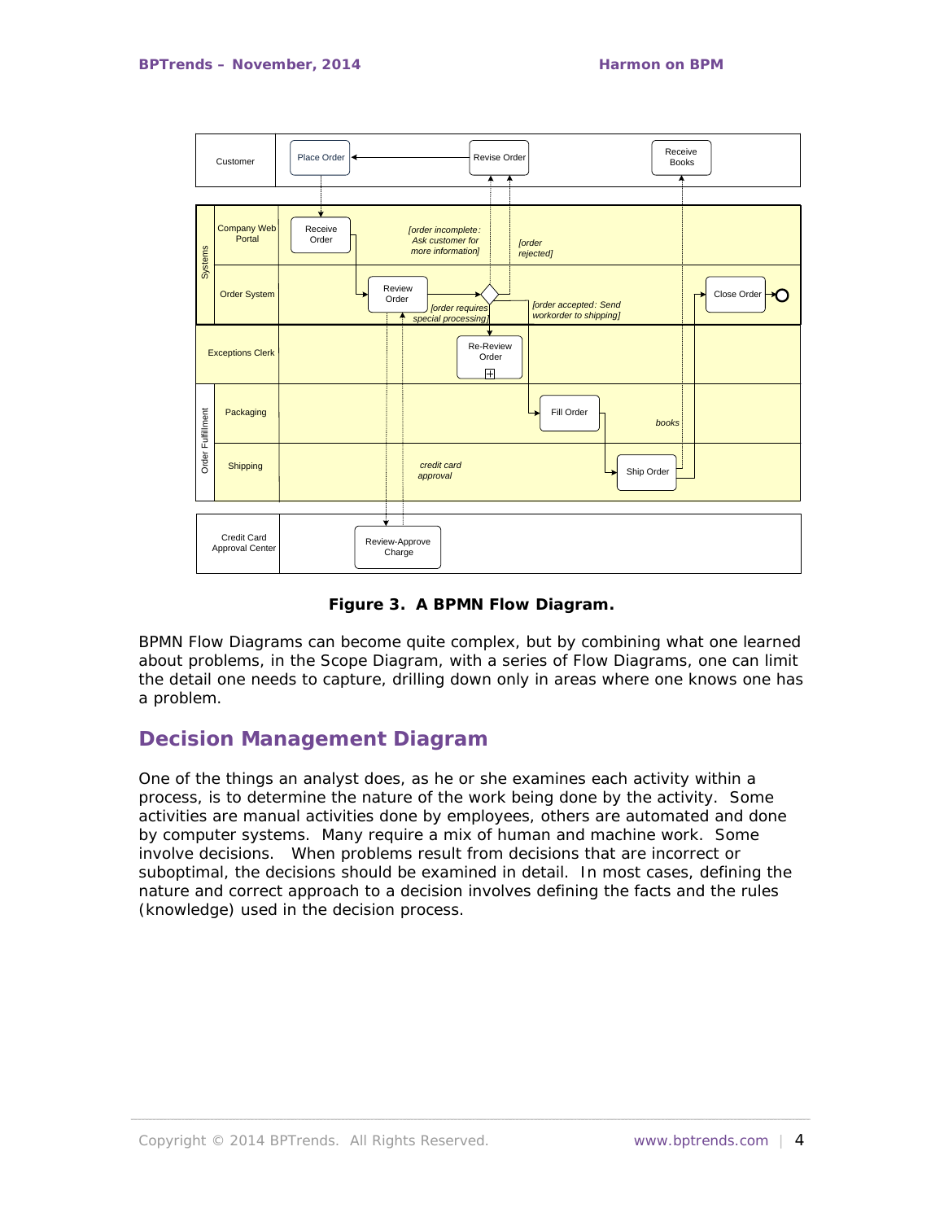**Figure 3. A BPMN Flow Diagram.**

BPMN Flow Diagrams can become quite complex, but by combining what one learned about problems, in the Scope Diagram, with a series of Flow Diagrams, one can limit the detail one needs to capture, drilling down only in areas where one knows one has a problem.

## Decision Management Diagram

One of the things an analyst does, as he or she examines each activity within a process, is to determine the nature of the work being done by the activity. Some activities are manual activities done by employees, others are automated and done by computer systems. Many require a mix of human and machine work. Some involve decisions. When problems result from decisions that are incorrect or suboptimal, the decisions should be examined in detail. In most cases, defining the nature and correct approach to a decision involves defining the facts and the rules (knowledge) used in the decision process.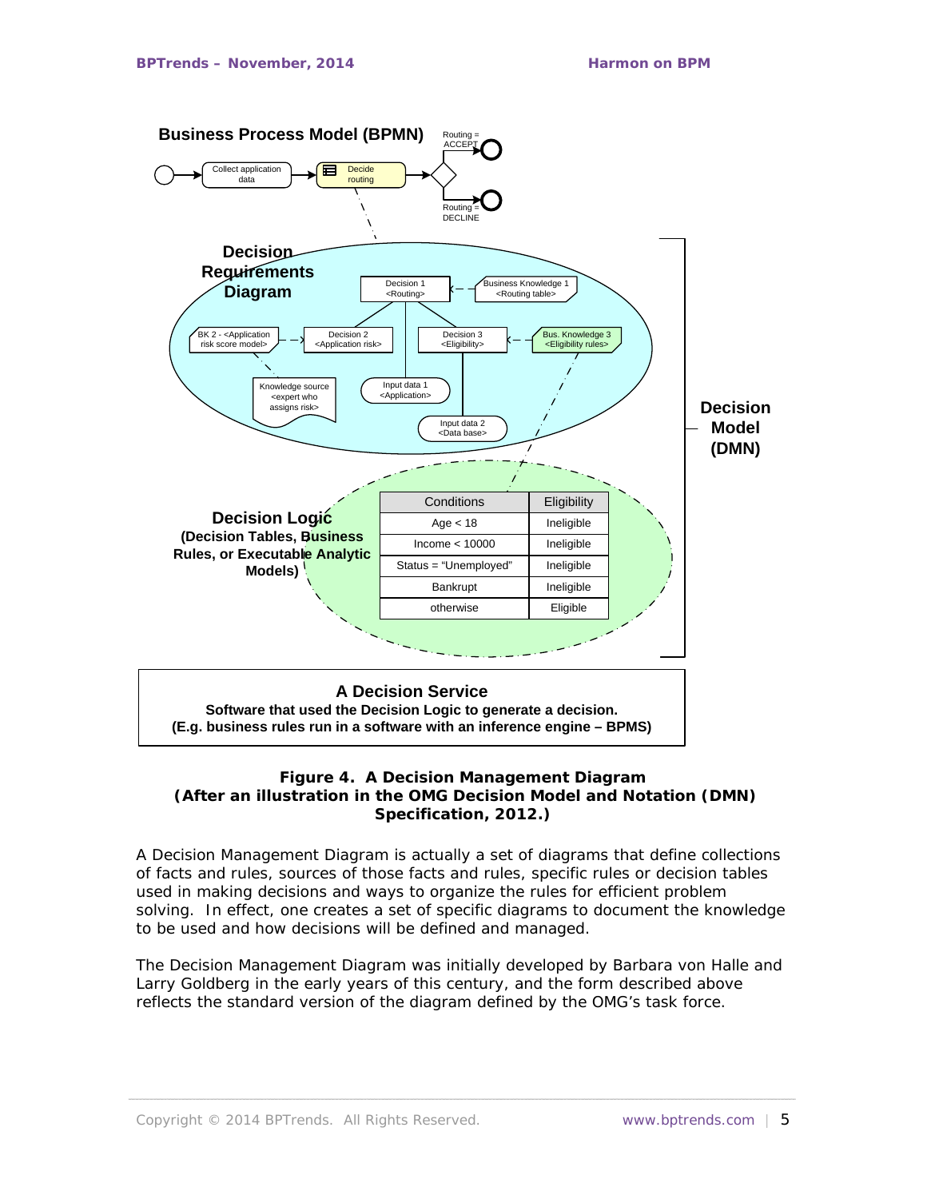**Business Process Model (BPMN)**

**Decision Requirements Diagram**

**Decision Model (DMN)**

**Decision Logic**
**(Decision Tables, Business Rules, or Executable Analytic Models)**

| Conditions | Eligibility |
|---|---|
| Age < 18 | Ineligible |
| Income < 10000 | Ineligible |
| Status = "Unemployed" | Ineligible |
| Bankrupt | Ineligible |
| otherwise | Eligible |

**A Decision Service**
**Software that used the Decision Logic to generate a decision.**
**(E.g. business rules run in a software with an inference engine – BPMS)**

**Figure 4. A Decision Management Diagram**
**(After an illustration in the OMG Decision Model and Notation (DMN) Specification, 2012.)**

A Decision Management Diagram is actually a set of diagrams that define collections of facts and rules, sources of those facts and rules, specific rules or decision tables used in making decisions and ways to organize the rules for efficient problem solving. In effect, one creates a set of specific diagrams to document the knowledge to be used and how decisions will be defined and managed.

The Decision Management Diagram was initially developed by Barbara von Halle and Larry Goldberg in the early years of this century, and the form described above reflects the standard version of the diagram defined by the OMG's task force.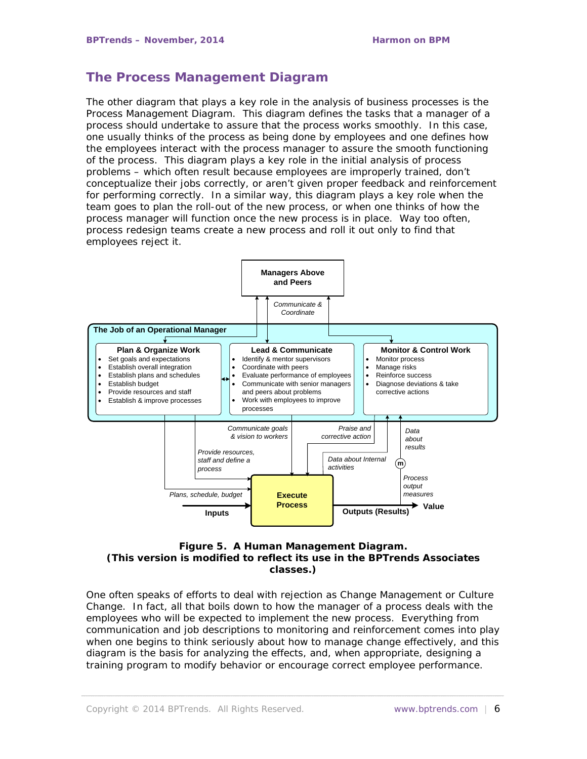## The Process Management Diagram

The other diagram that plays a key role in the analysis of business processes is the Process Management Diagram. This diagram defines the tasks that a manager of a process should undertake to assure that the process works smoothly. In this case, one usually thinks of the process as being done by employees and one defines how the employees interact with the process manager to assure the smooth functioning of the process. This diagram plays a key role in the initial analysis of process problems – which often result because employees are improperly trained, don't conceptualize their jobs correctly, or aren't given proper feedback and reinforcement for performing correctly. In a similar way, this diagram plays a key role when the team goes to plan the roll-out of the new process, or when one thinks of how the process manager will function once the new process is in place. Way too often, process redesign teams create a new process and roll it out only to find that employees reject it.

**Managers Above and Peers**

*Communicate & Coordinate*

**The Job of an Operational Manager**

**Plan & Organize Work**
- Set goals and expectations
- Establish overall integration
- Establish plans and schedules
- Establish budget
- Provide resources and staff
- Establish & improve processes

**Lead & Communicate**
- Identify & mentor supervisors
- Coordinate with peers
- Evaluate performance of employees
- Communicate with senior managers and peers about problems
- Work with employees to improve processes

**Monitor & Control Work**
- Monitor process
- Manage risks
- Reinforce success
- Diagnose deviations & take corrective actions

*Communicate goals & vision to workers* — *Praise and corrective action* — *Data about results* — *Provide resources, staff and define a process* — *Data about Internal activities* — *Process output measures* — *Plans, schedule, budget*

**Inputs** → **Execute Process** → **Outputs (Results)** → **Value**

**Figure 5. A Human Management Diagram.**
**(This version is modified to reflect its use in the BPTrends Associates classes.)**

One often speaks of efforts to deal with rejection as Change Management or Culture Change. In fact, all that boils down to how the manager of a process deals with the employees who will be expected to implement the new process. Everything from communication and job descriptions to monitoring and reinforcement comes into play when one begins to think seriously about how to manage change effectively, and this diagram is the basis for analyzing the effects, and, when appropriate, designing a training program to modify behavior or encourage correct employee performance.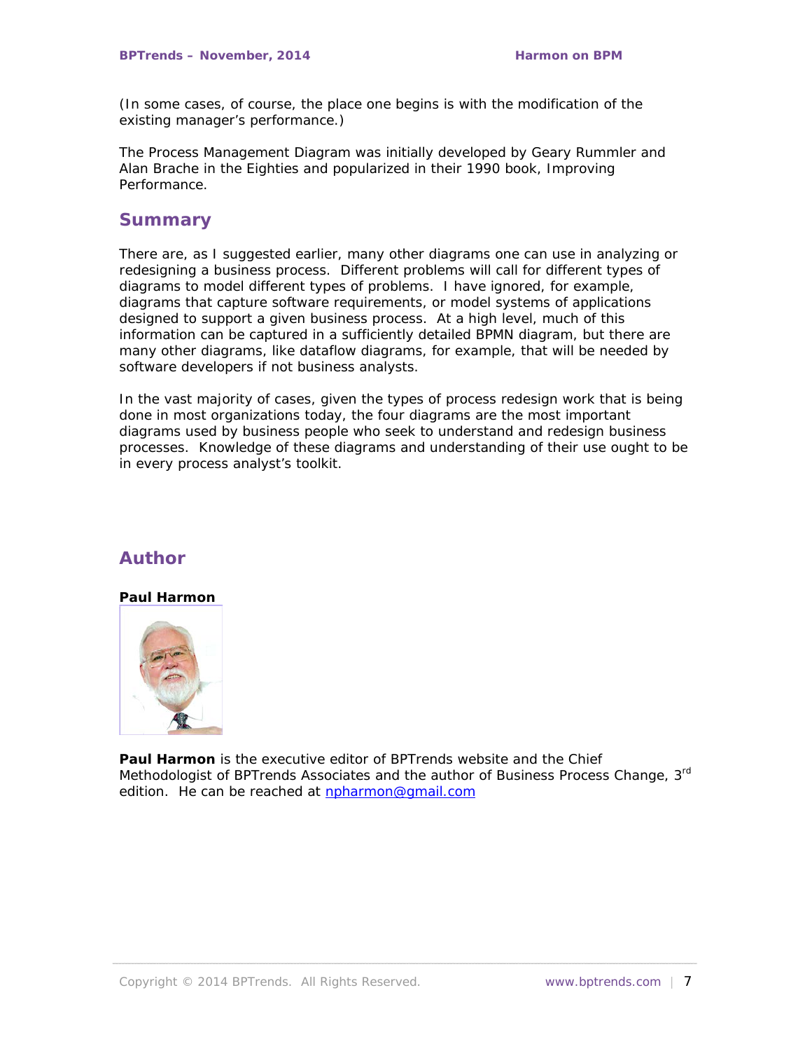(In some cases, of course, the place one begins is with the modification of the existing manager's performance.)

The Process Management Diagram was initially developed by Geary Rummler and Alan Brache in the Eighties and popularized in their 1990 book, Improving Performance.

## Summary

There are, as I suggested earlier, many other diagrams one can use in analyzing or redesigning a business process. Different problems will call for different types of diagrams to model different types of problems. I have ignored, for example, diagrams that capture software requirements, or model systems of applications designed to support a given business process. At a high level, much of this information can be captured in a sufficiently detailed BPMN diagram, but there are many other diagrams, like dataflow diagrams, for example, that will be needed by software developers if not business analysts.

In the vast majority of cases, given the types of process redesign work that is being done in most organizations today, the four diagrams are the most important diagrams used by business people who seek to understand and redesign business processes. Knowledge of these diagrams and understanding of their use ought to be in every process analyst's toolkit.

## Author

**Paul Harmon**

**Paul Harmon** is the executive editor of BPTrends website and the Chief Methodologist of BPTrends Associates and the author of Business Process Change, 3rd edition. He can be reached at npharmon@gmail.com